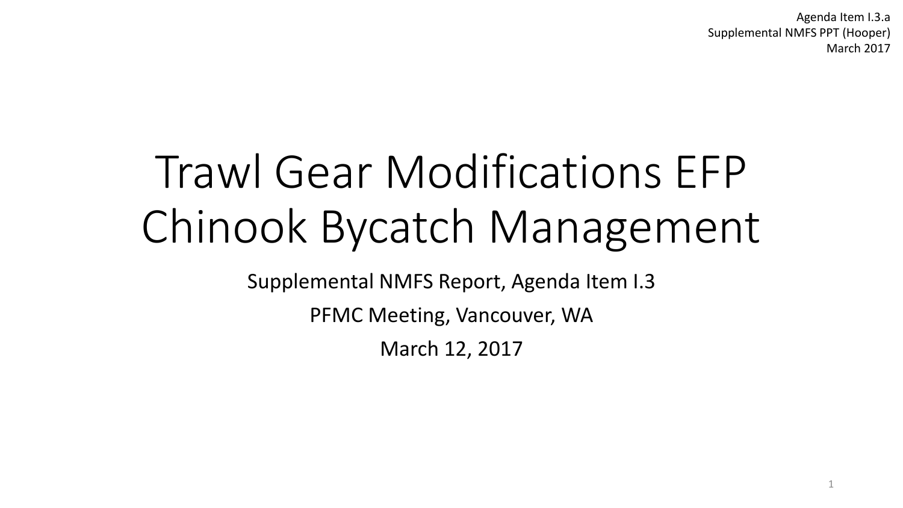Agenda Item I.3.a
Supplemental NMFS PPT (Hooper)
March 2017

# Trawl Gear Modifications EFP Chinook Bycatch Management

Supplemental NMFS Report, Agenda Item I.3

PFMC Meeting, Vancouver, WA

March 12, 2017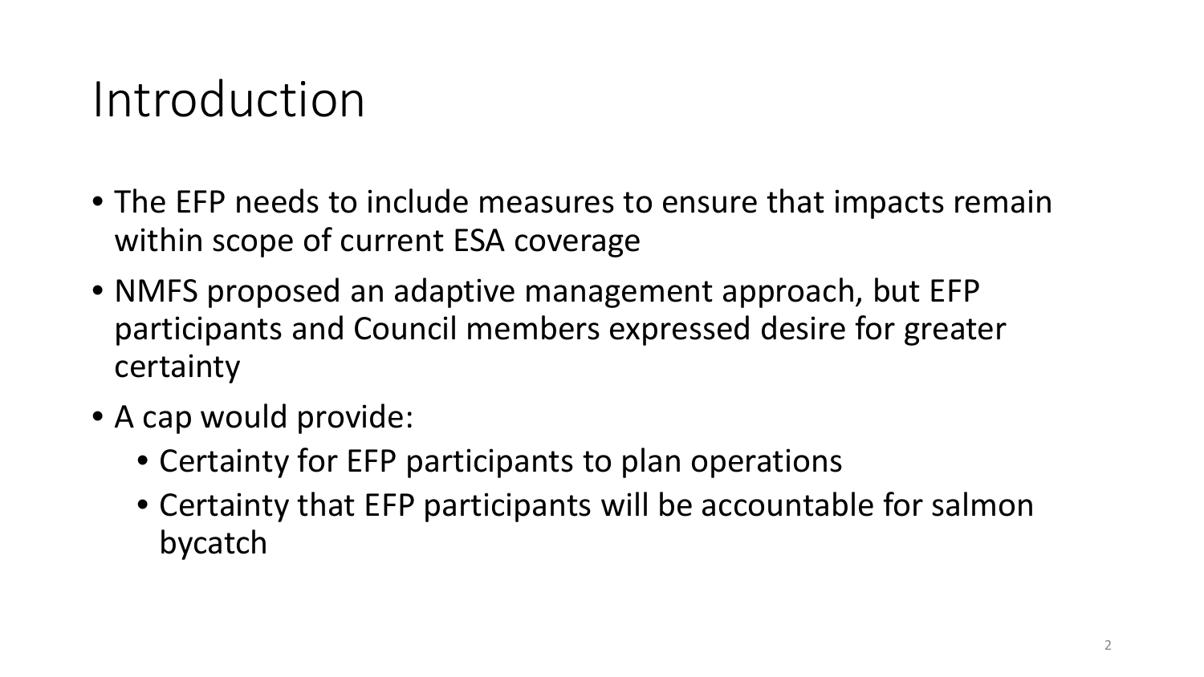# Introduction

- The EFP needs to include measures to ensure that impacts remain within scope of current ESA coverage
- NMFS proposed an adaptive management approach, but EFP participants and Council members expressed desire for greater certainty
- A cap would provide:
  - Certainty for EFP participants to plan operations
  - Certainty that EFP participants will be accountable for salmon bycatch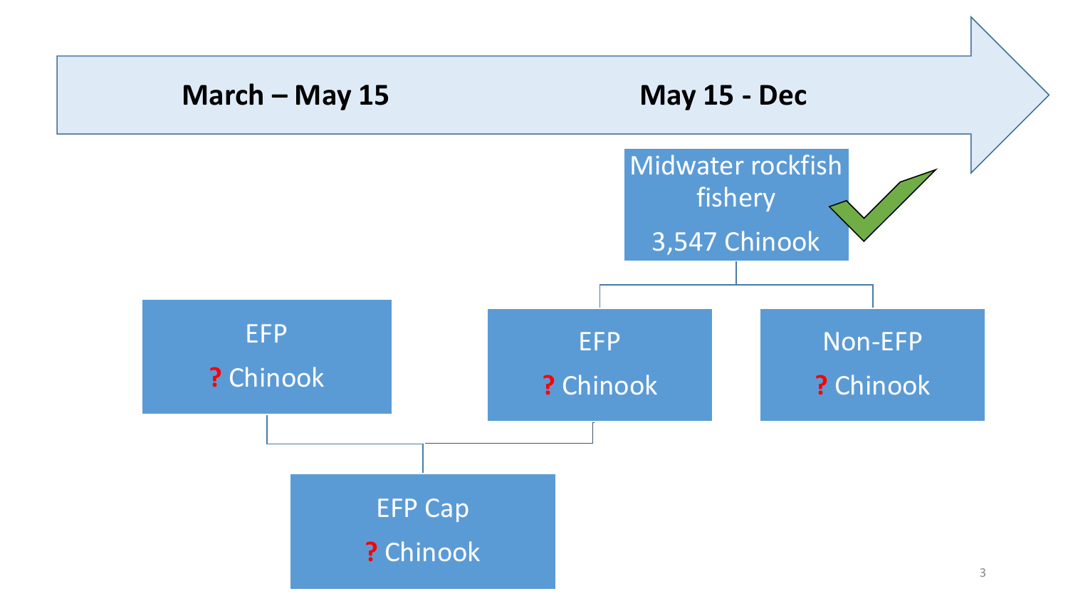**March – May 15** | **May 15 - Dec**

- Midwater rockfish fishery
  3,547 Chinook
  - EFP
    ? Chinook
  - Non-EFP
    ? Chinook

- EFP (March – May 15)
  ? Chinook

- EFP Cap
  ? Chinook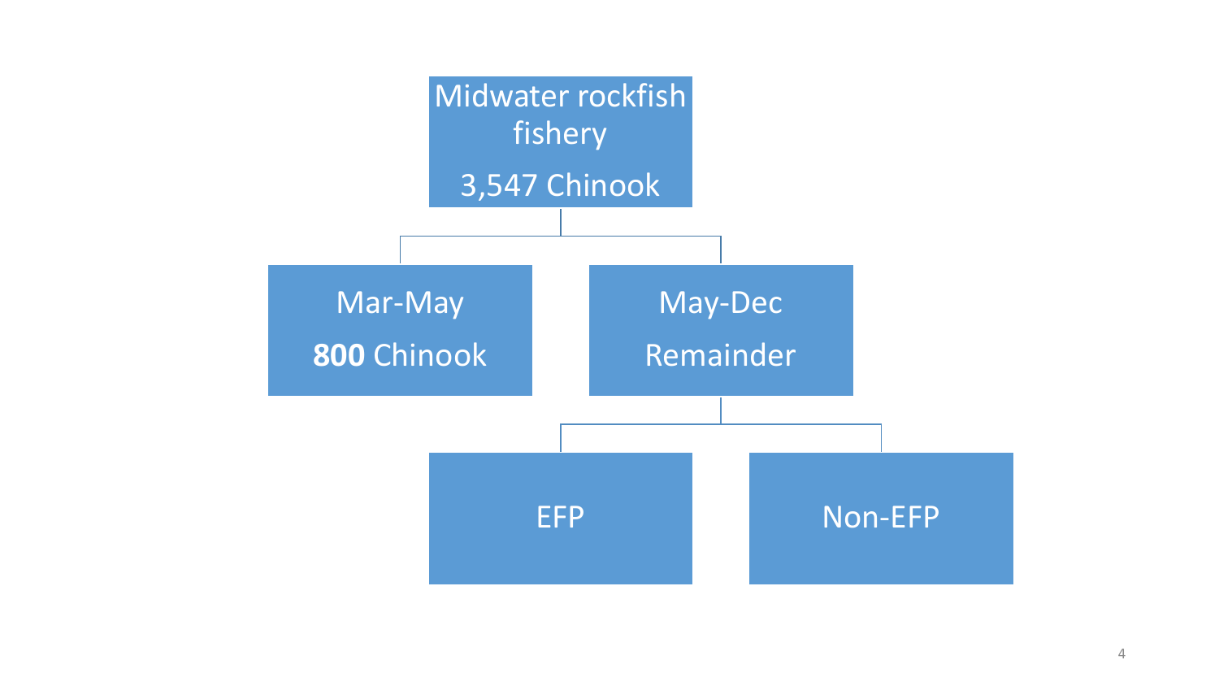- Midwater rockfish fishery — 3,547 Chinook
  - Mar-May — **800** Chinook
  - May-Dec — Remainder
    - EFP
    - Non-EFP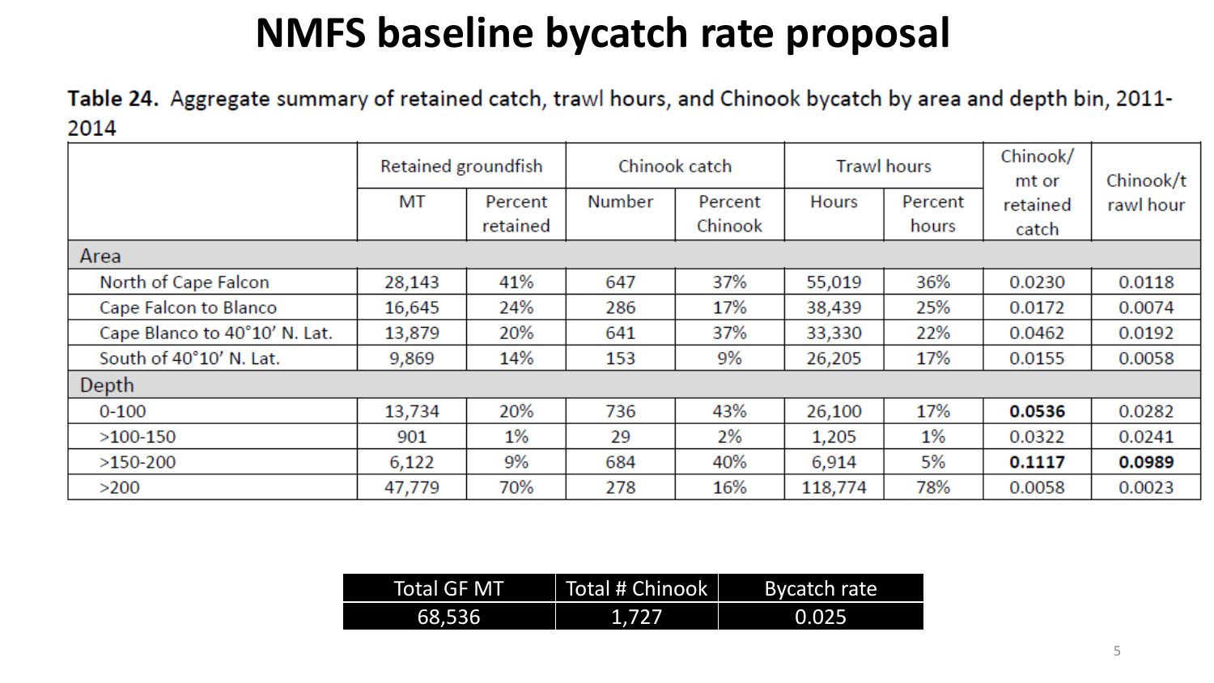# NMFS baseline bycatch rate proposal

**Table 24.** Aggregate summary of retained catch, trawl hours, and Chinook bycatch by area and depth bin, 2011-2014

| | Retained groundfish | | Chinook catch | | Trawl hours | | Chinook/ mt or retained catch | Chinook/trawl hour |
|---|---|---|---|---|---|---|---|---|
| | MT | Percent retained | Number | Percent Chinook | Hours | Percent hours | | |
| **Area** | | | | | | | | |
| North of Cape Falcon | 28,143 | 41% | 647 | 37% | 55,019 | 36% | 0.0230 | 0.0118 |
| Cape Falcon to Blanco | 16,645 | 24% | 286 | 17% | 38,439 | 25% | 0.0172 | 0.0074 |
| Cape Blanco to 40°10′ N. Lat. | 13,879 | 20% | 641 | 37% | 33,330 | 22% | 0.0462 | 0.0192 |
| South of 40°10′ N. Lat. | 9,869 | 14% | 153 | 9% | 26,205 | 17% | 0.0155 | 0.0058 |
| **Depth** | | | | | | | | |
| 0-100 | 13,734 | 20% | 736 | 43% | 26,100 | 17% | **0.0536** | 0.0282 |
| >100-150 | 901 | 1% | 29 | 2% | 1,205 | 1% | 0.0322 | 0.0241 |
| >150-200 | 6,122 | 9% | 684 | 40% | 6,914 | 5% | **0.1117** | **0.0989** |
| >200 | 47,779 | 70% | 278 | 16% | 118,774 | 78% | 0.0058 | 0.0023 |

| Total GF MT | Total # Chinook | Bycatch rate |
|---|---|---|
| 68,536 | 1,727 | 0.025 |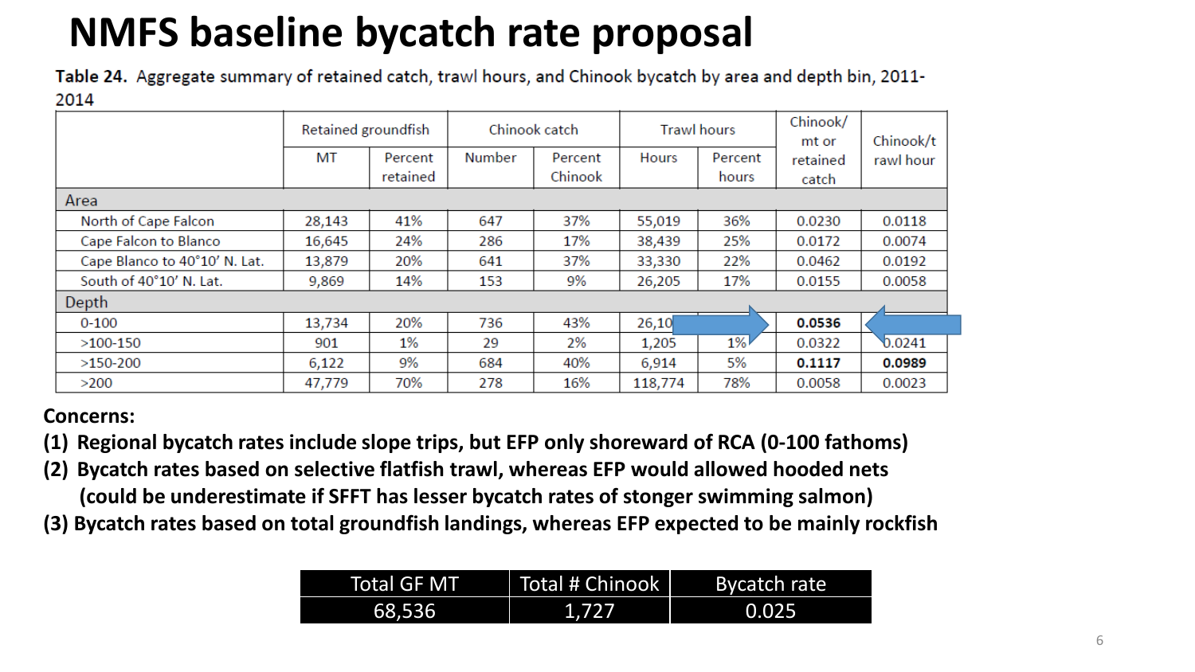# NMFS baseline bycatch rate proposal

Table 24. Aggregate summary of retained catch, trawl hours, and Chinook bycatch by area and depth bin, 2011-2014

| | Retained groundfish | | Chinook catch | | Trawl hours | | Chinook/ mt or retained catch | Chinook/trawl hour |
|---|---|---|---|---|---|---|---|---|
| | MT | Percent retained | Number | Percent Chinook | Hours | Percent hours | | |
| **Area** | | | | | | | | |
| North of Cape Falcon | 28,143 | 41% | 647 | 37% | 55,019 | 36% | 0.0230 | 0.0118 |
| Cape Falcon to Blanco | 16,645 | 24% | 286 | 17% | 38,439 | 25% | 0.0172 | 0.0074 |
| Cape Blanco to 40°10′ N. Lat. | 13,879 | 20% | 641 | 37% | 33,330 | 22% | 0.0462 | 0.0192 |
| South of 40°10′ N. Lat. | 9,869 | 14% | 153 | 9% | 26,205 | 17% | 0.0155 | 0.0058 |
| **Depth** | | | | | | | | |
| 0-100 | 13,734 | 20% | 736 | 43% | 26,10 | | **0.0536** | |
| >100-150 | 901 | 1% | 29 | 2% | 1,205 | 1% | 0.0322 | 0.0241 |
| >150-200 | 6,122 | 9% | 684 | 40% | 6,914 | 5% | **0.1117** | **0.0989** |
| >200 | 47,779 | 70% | 278 | 16% | 118,774 | 78% | 0.0058 | 0.0023 |

**Concerns:**

**(1) Regional bycatch rates include slope trips, but EFP only shoreward of RCA (0-100 fathoms)**

**(2) Bycatch rates based on selective flatfish trawl, whereas EFP would allowed hooded nets (could be underestimate if SFFT has lesser bycatch rates of stonger swimming salmon)**

**(3) Bycatch rates based on total groundfish landings, whereas EFP expected to be mainly rockfish**

| Total GF MT | Total # Chinook | Bycatch rate |
|---|---|---|
| 68,536 | 1,727 | 0.025 |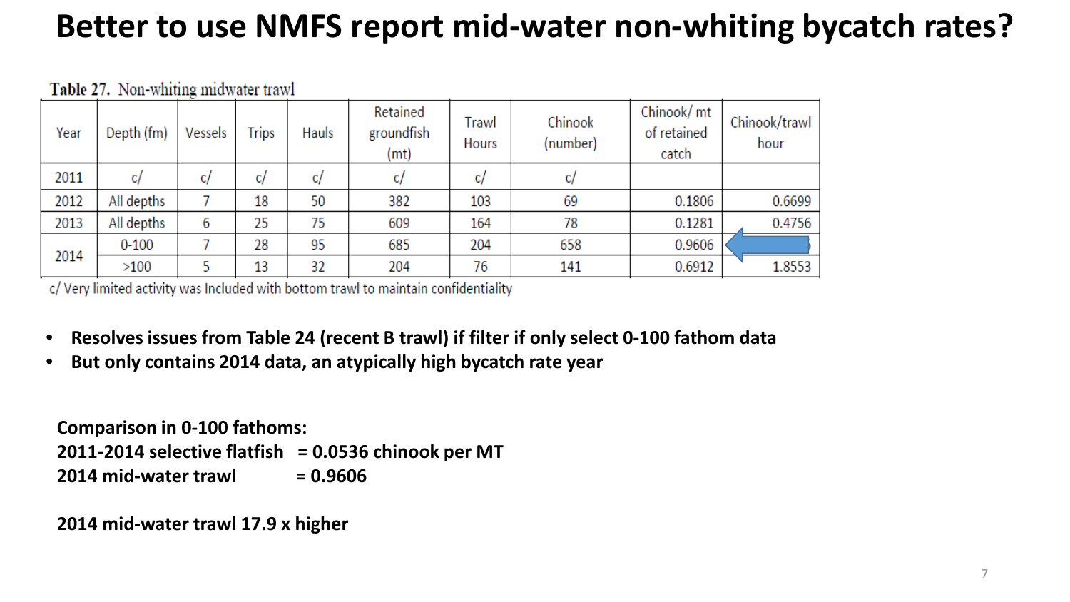# Better to use NMFS report mid-water non-whiting bycatch rates?

Table 27. Non-whiting midwater trawl

| Year | Depth (fm) | Vessels | Trips | Hauls | Retained groundfish (mt) | Trawl Hours | Chinook (number) | Chinook/ mt of retained catch | Chinook/trawl hour |
|---|---|---|---|---|---|---|---|---|---|
| 2011 | c/ | c/ | c/ | c/ | c/ | c/ | c/ | | |
| 2012 | All depths | 7 | 18 | 50 | 382 | 103 | 69 | 0.1806 | 0.6699 |
| 2013 | All depths | 6 | 25 | 75 | 609 | 164 | 78 | 0.1281 | 0.4756 |
| 2014 | 0-100 | 7 | 28 | 95 | 685 | 204 | 658 | 0.9606 | |
| | >100 | 5 | 13 | 32 | 204 | 76 | 141 | 0.6912 | 1.8553 |

c/ Very limited activity was Included with bottom trawl to maintain confidentiality

- **Resolves issues from Table 24 (recent B trawl) if filter if only select 0-100 fathom data**
- **But only contains 2014 data, an atypically high bycatch rate year**

**Comparison in 0-100 fathoms:**
**2011-2014 selective flatfish = 0.0536 chinook per MT**
**2014 mid-water trawl = 0.9606**

**2014 mid-water trawl 17.9 x higher**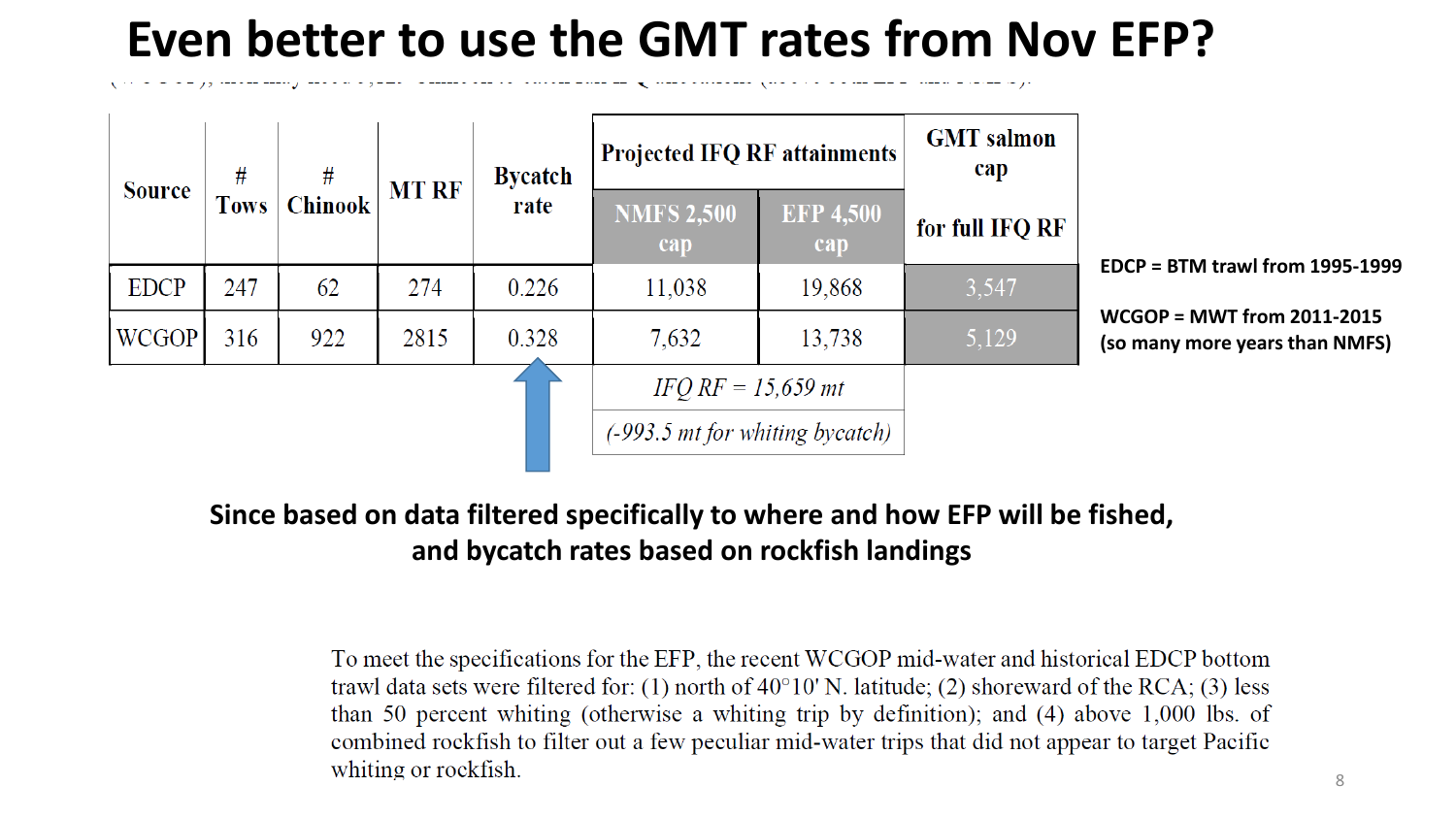# Even better to use the GMT rates from Nov EFP?

| Source | # Tows | # Chinook | MT RF | Bycatch rate | Projected IFQ RF attainments | | GMT salmon cap |
|---|---|---|---|---|---|---|---|
| | | | | | NMFS 2,500 cap | EFP 4,500 cap | for full IFQ RF |
| EDCP | 247 | 62 | 274 | 0.226 | 11,038 | 19,868 | 3,547 |
| WCGOP | 316 | 922 | 2815 | 0.328 | 7,632 | 13,738 | 5,129 |
| | | | | | *IFQ RF = 15,659 mt* | | |
| | | | | | *(-993.5 mt for whiting bycatch)* | | |

EDCP = BTM trawl from 1995-1999

WCGOP = MWT from 2011-2015 (so many more years than NMFS)

**Since based on data filtered specifically to where and how EFP will be fished, and bycatch rates based on rockfish landings**

To meet the specifications for the EFP, the recent WCGOP mid-water and historical EDCP bottom trawl data sets were filtered for: (1) north of 40°10' N. latitude; (2) shoreward of the RCA; (3) less than 50 percent whiting (otherwise a whiting trip by definition); and (4) above 1,000 lbs. of combined rockfish to filter out a few peculiar mid-water trips that did not appear to target Pacific whiting or rockfish.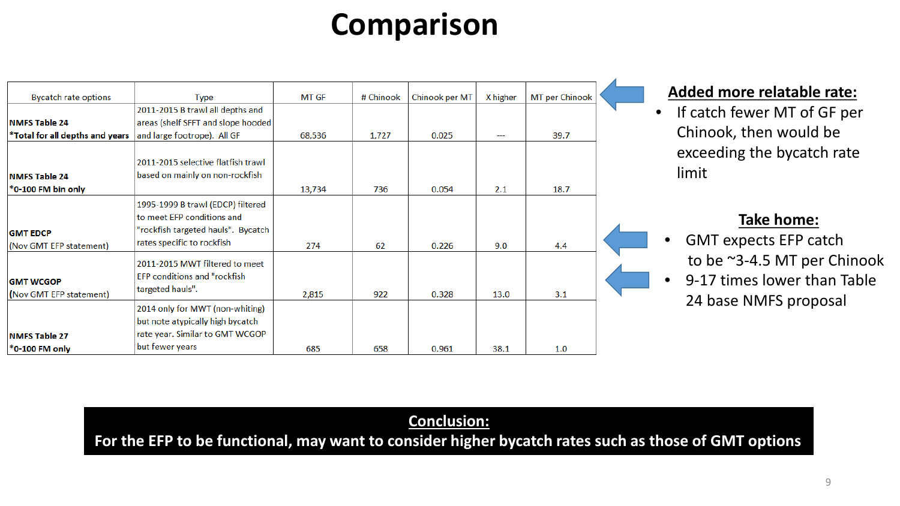# Comparison

| Bycatch rate options | Type | MT GF | # Chinook | Chinook per MT | X higher | MT per Chinook |
|---|---|---|---|---|---|---|
| **NMFS Table 24** **\*Total for all depths and years** | 2011-2015 B trawl all depths and areas (shelf SFFT and slope hooded and large footrope). All GF | 68,536 | 1,727 | 0.025 | --- | 39.7 |
| **NMFS Table 24** **\*0-100 FM bin only** | 2011-2015 selective flatfish trawl based on mainly on non-rockfish | 13,734 | 736 | 0.054 | 2.1 | 18.7 |
| **GMT EDCP** (Nov GMT EFP statement) | 1995-1999 B trawl (EDCP) filtered to meet EFP conditions and "rockfish targeted hauls". Bycatch rates specific to rockfish | 274 | 62 | 0.226 | 9.0 | 4.4 |
| **GMT WCGOP** (Nov GMT EFP statement) | 2011-2015 MWT filtered to meet EFP conditions and "rockfish targeted hauls". | 2,815 | 922 | 0.328 | 13.0 | 3.1 |
| **NMFS Table 27** **\*0-100 FM only** | 2014 only for MWT (non-whiting) but note atypically high bycatch rate year. Similar to GMT WCGOP but fewer years | 685 | 658 | 0.961 | 38.1 | 1.0 |

**Added more relatable rate:**

- If catch fewer MT of GF per Chinook, then would be exceeding the bycatch rate limit

**Take home:**

- GMT expects EFP catch to be ~3-4.5 MT per Chinook
- 9-17 times lower than Table 24 base NMFS proposal

**Conclusion:**

**For the EFP to be functional, may want to consider higher bycatch rates such as those of GMT options**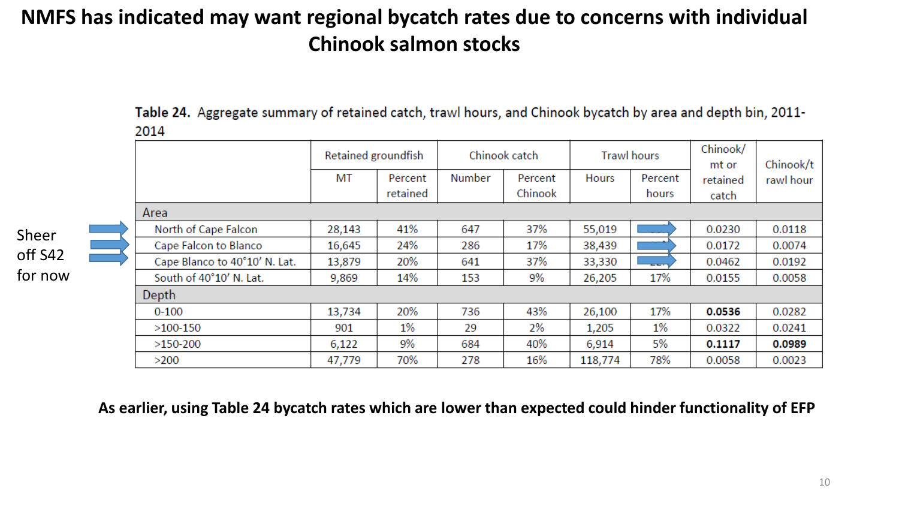# NMFS has indicated may want regional bycatch rates due to concerns with individual Chinook salmon stocks

Sheer off S42 for now

**Table 24.** Aggregate summary of retained catch, trawl hours, and Chinook bycatch by area and depth bin, 2011-2014

| | Retained groundfish | | Chinook catch | | Trawl hours | | Chinook/ mt or retained catch | Chinook/trawl hour |
|---|---|---|---|---|---|---|---|---|
| | MT | Percent retained | Number | Percent Chinook | Hours | Percent hours | | |
| **Area** | | | | | | | | |
| North of Cape Falcon | 28,143 | 41% | 647 | 37% | 55,019 | | 0.0230 | 0.0118 |
| Cape Falcon to Blanco | 16,645 | 24% | 286 | 17% | 38,439 | | 0.0172 | 0.0074 |
| Cape Blanco to 40°10′ N. Lat. | 13,879 | 20% | 641 | 37% | 33,330 | | 0.0462 | 0.0192 |
| South of 40°10′ N. Lat. | 9,869 | 14% | 153 | 9% | 26,205 | 17% | 0.0155 | 0.0058 |
| **Depth** | | | | | | | | |
| 0-100 | 13,734 | 20% | 736 | 43% | 26,100 | 17% | **0.0536** | 0.0282 |
| >100-150 | 901 | 1% | 29 | 2% | 1,205 | 1% | 0.0322 | 0.0241 |
| >150-200 | 6,122 | 9% | 684 | 40% | 6,914 | 5% | **0.1117** | **0.0989** |
| >200 | 47,779 | 70% | 278 | 16% | 118,774 | 78% | 0.0058 | 0.0023 |

**As earlier, using Table 24 bycatch rates which are lower than expected could hinder functionality of EFP**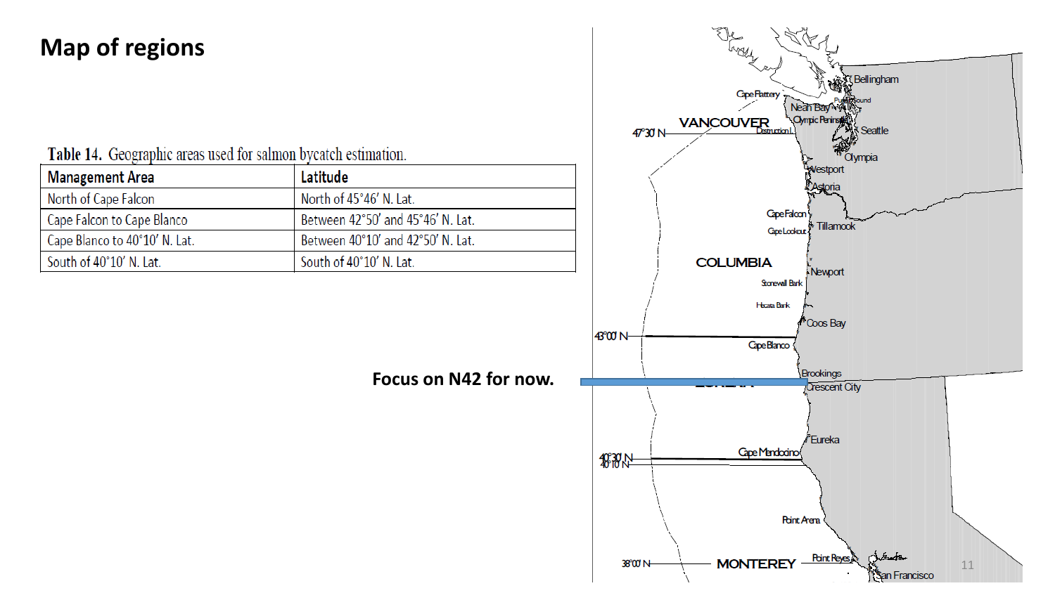# Map of regions

Table 14. Geographic areas used for salmon bycatch estimation.

| Management Area | Latitude |
| --- | --- |
| North of Cape Falcon | North of 45°46′ N. Lat. |
| Cape Falcon to Cape Blanco | Between 42°50′ and 45°46′ N. Lat. |
| Cape Blanco to 40°10′ N. Lat. | Between 40°10′ and 42°50′ N. Lat. |
| South of 40°10′ N. Lat. | South of 40°10′ N. Lat. |

**Focus on N42 for now.**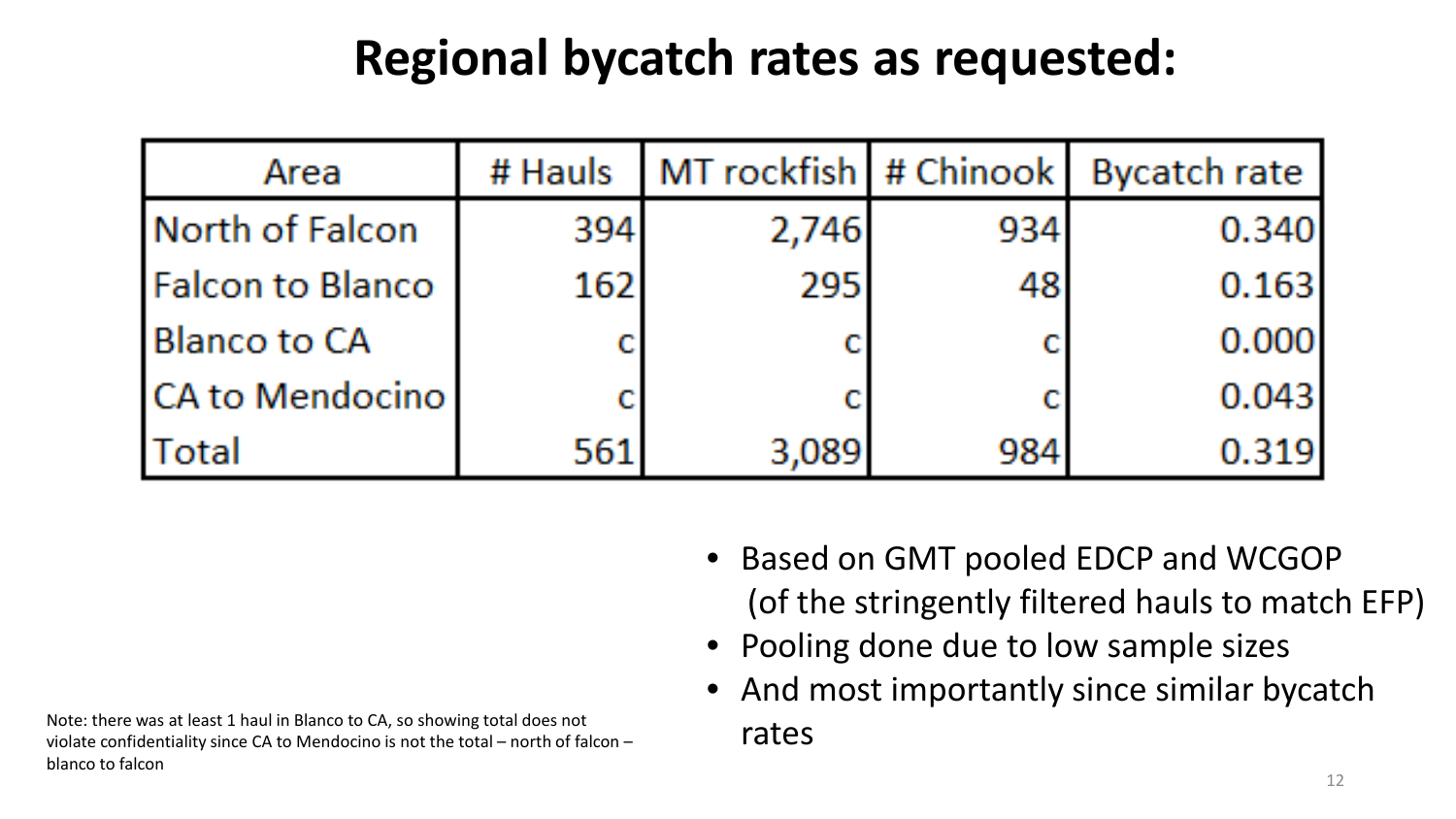# Regional bycatch rates as requested:

| Area | # Hauls | MT rockfish | # Chinook | Bycatch rate |
|---|---|---|---|---|
| North of Falcon | 394 | 2,746 | 934 | 0.340 |
| Falcon to Blanco | 162 | 295 | 48 | 0.163 |
| Blanco to CA | c | c | c | 0.000 |
| CA to Mendocino | c | c | c | 0.043 |
| Total | 561 | 3,089 | 984 | 0.319 |

- Based on GMT pooled EDCP and WCGOP (of the stringently filtered hauls to match EFP)
- Pooling done due to low sample sizes
- And most importantly since similar bycatch rates

Note: there was at least 1 haul in Blanco to CA, so showing total does not violate confidentiality since CA to Mendocino is not the total – north of falcon – blanco to falcon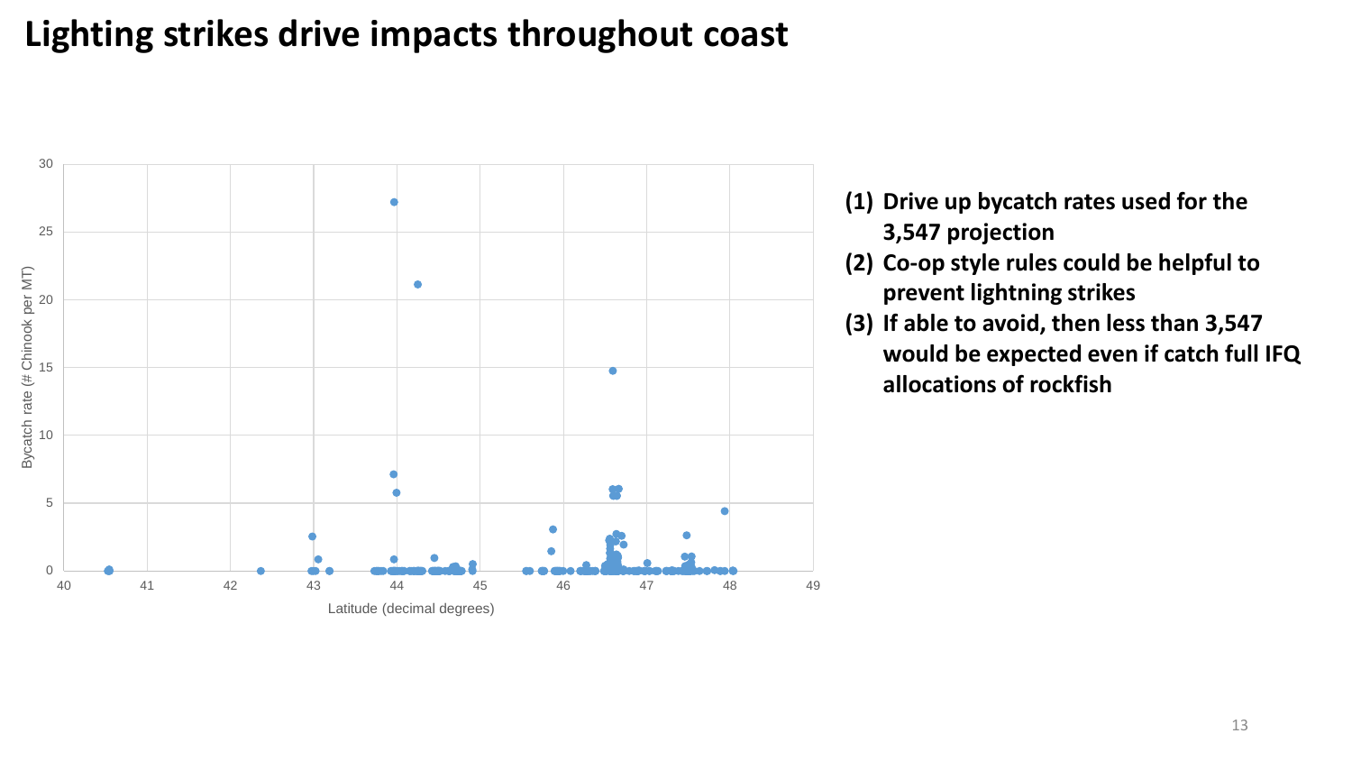# Lighting strikes drive impacts throughout coast

(1) **Drive up bycatch rates used for the 3,547 projection**
(2) **Co-op style rules could be helpful to prevent lightning strikes**
(3) **If able to avoid, then less than 3,547 would be expected even if catch full IFQ allocations of rockfish**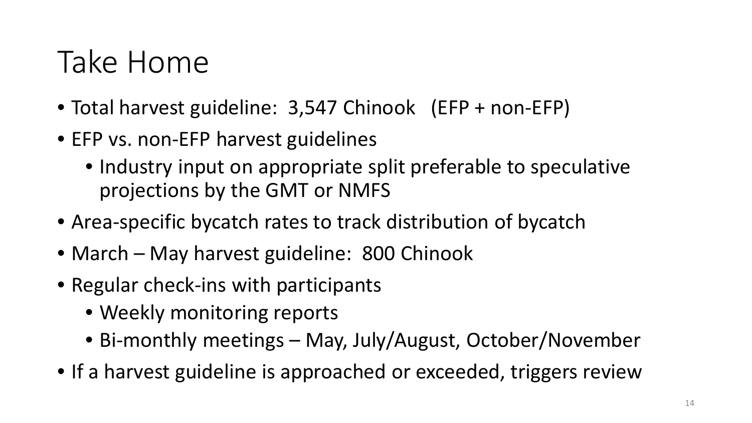# Take Home

- Total harvest guideline: 3,547 Chinook (EFP + non-EFP)
- EFP vs. non-EFP harvest guidelines
  - Industry input on appropriate split preferable to speculative projections by the GMT or NMFS
- Area-specific bycatch rates to track distribution of bycatch
- March – May harvest guideline: 800 Chinook
- Regular check-ins with participants
  - Weekly monitoring reports
  - Bi-monthly meetings – May, July/August, October/November
- If a harvest guideline is approached or exceeded, triggers review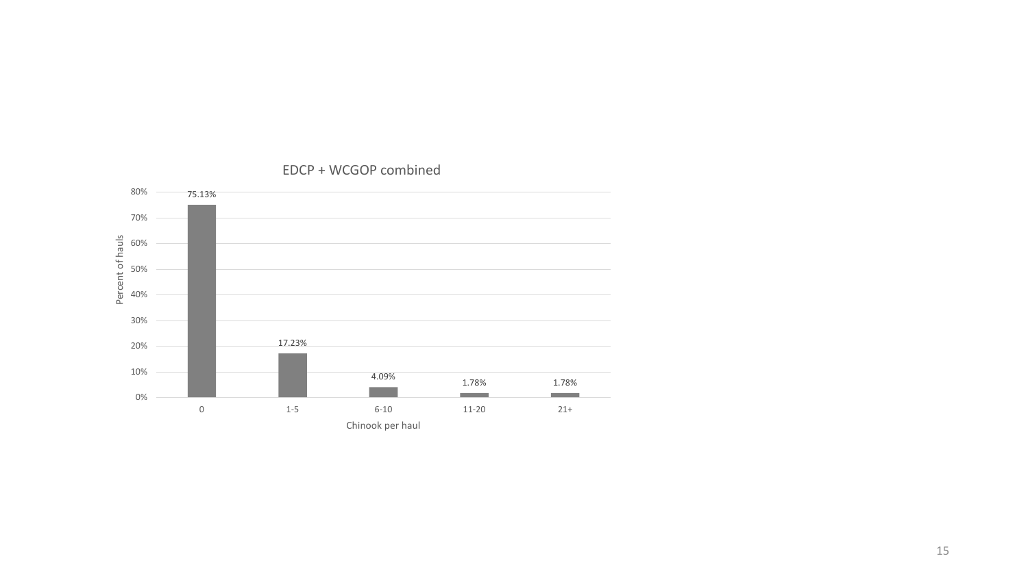EDCP + WCGOP combined

80%
70%
60%
50%
40%
30%
20%
10%
0%

Percent of hauls

75.13%
17.23%
4.09%
1.78%
1.78%

0
1-5
6-10
11-20
21+

Chinook per haul